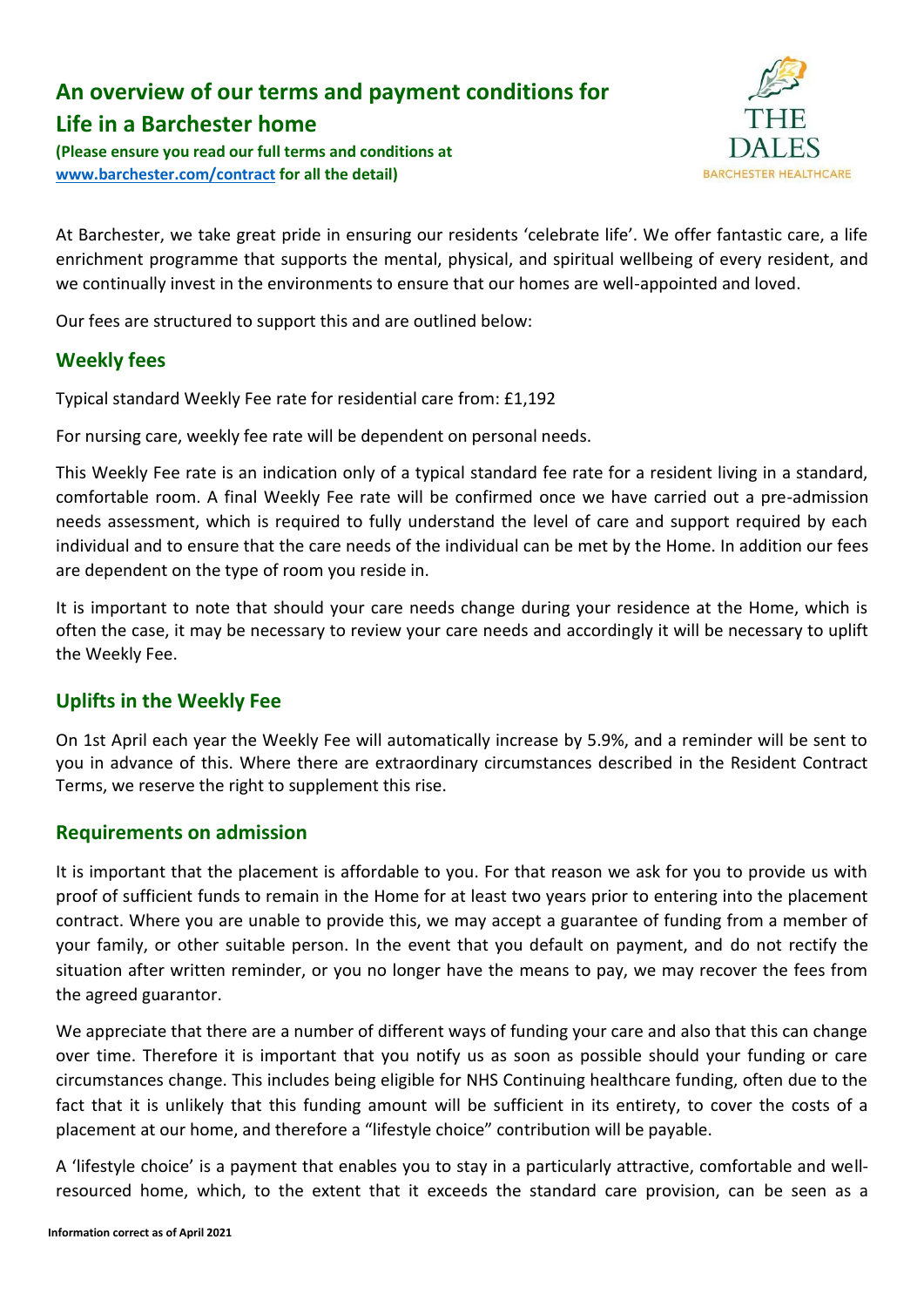# An overview of our terms and payment conditions for Life in a Barchester home

**(Please ensure you read our full terms and conditions at [www.barchester.com/contract](www.barchester.com/contract) for all the detail)**

THE DALES
BARCHESTER HEALTHCARE

At Barchester, we take great pride in ensuring our residents 'celebrate life'. We offer fantastic care, a life enrichment programme that supports the mental, physical, and spiritual wellbeing of every resident, and we continually invest in the environments to ensure that our homes are well-appointed and loved.

Our fees are structured to support this and are outlined below:

## Weekly fees

Typical standard Weekly Fee rate for residential care from: £1,192

For nursing care, weekly fee rate will be dependent on personal needs.

This Weekly Fee rate is an indication only of a typical standard fee rate for a resident living in a standard, comfortable room. A final Weekly Fee rate will be confirmed once we have carried out a pre-admission needs assessment, which is required to fully understand the level of care and support required by each individual and to ensure that the care needs of the individual can be met by the Home. In addition our fees are dependent on the type of room you reside in.

It is important to note that should your care needs change during your residence at the Home, which is often the case, it may be necessary to review your care needs and accordingly it will be necessary to uplift the Weekly Fee.

## Uplifts in the Weekly Fee

On 1st April each year the Weekly Fee will automatically increase by 5.9%, and a reminder will be sent to you in advance of this. Where there are extraordinary circumstances described in the Resident Contract Terms, we reserve the right to supplement this rise.

## Requirements on admission

It is important that the placement is affordable to you. For that reason we ask for you to provide us with proof of sufficient funds to remain in the Home for at least two years prior to entering into the placement contract. Where you are unable to provide this, we may accept a guarantee of funding from a member of your family, or other suitable person. In the event that you default on payment, and do not rectify the situation after written reminder, or you no longer have the means to pay, we may recover the fees from the agreed guarantor.

We appreciate that there are a number of different ways of funding your care and also that this can change over time. Therefore it is important that you notify us as soon as possible should your funding or care circumstances change. This includes being eligible for NHS Continuing healthcare funding, often due to the fact that it is unlikely that this funding amount will be sufficient in its entirety, to cover the costs of a placement at our home, and therefore a "lifestyle choice" contribution will be payable.

A 'lifestyle choice' is a payment that enables you to stay in a particularly attractive, comfortable and well-resourced home, which, to the extent that it exceeds the standard care provision, can be seen as a

**Information correct as of April 2021**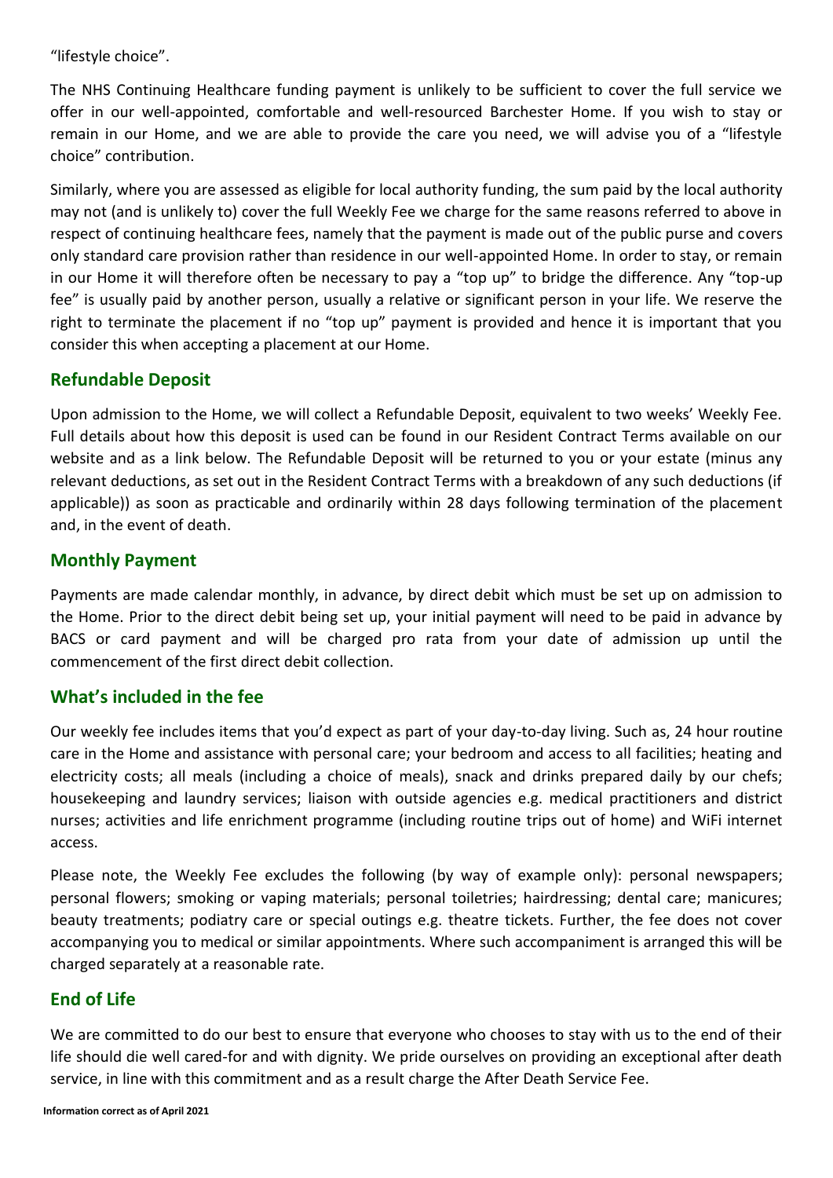"lifestyle choice".

The NHS Continuing Healthcare funding payment is unlikely to be sufficient to cover the full service we offer in our well-appointed, comfortable and well-resourced Barchester Home. If you wish to stay or remain in our Home, and we are able to provide the care you need, we will advise you of a "lifestyle choice" contribution.

Similarly, where you are assessed as eligible for local authority funding, the sum paid by the local authority may not (and is unlikely to) cover the full Weekly Fee we charge for the same reasons referred to above in respect of continuing healthcare fees, namely that the payment is made out of the public purse and covers only standard care provision rather than residence in our well-appointed Home. In order to stay, or remain in our Home it will therefore often be necessary to pay a "top up" to bridge the difference. Any "top-up fee" is usually paid by another person, usually a relative or significant person in your life. We reserve the right to terminate the placement if no "top up" payment is provided and hence it is important that you consider this when accepting a placement at our Home.

## Refundable Deposit

Upon admission to the Home, we will collect a Refundable Deposit, equivalent to two weeks' Weekly Fee. Full details about how this deposit is used can be found in our Resident Contract Terms available on our website and as a link below. The Refundable Deposit will be returned to you or your estate (minus any relevant deductions, as set out in the Resident Contract Terms with a breakdown of any such deductions (if applicable)) as soon as practicable and ordinarily within 28 days following termination of the placement and, in the event of death.

## Monthly Payment

Payments are made calendar monthly, in advance, by direct debit which must be set up on admission to the Home. Prior to the direct debit being set up, your initial payment will need to be paid in advance by BACS or card payment and will be charged pro rata from your date of admission up until the commencement of the first direct debit collection.

## What's included in the fee

Our weekly fee includes items that you'd expect as part of your day-to-day living. Such as, 24 hour routine care in the Home and assistance with personal care; your bedroom and access to all facilities; heating and electricity costs; all meals (including a choice of meals), snack and drinks prepared daily by our chefs; housekeeping and laundry services; liaison with outside agencies e.g. medical practitioners and district nurses; activities and life enrichment programme (including routine trips out of home) and WiFi internet access.

Please note, the Weekly Fee excludes the following (by way of example only): personal newspapers; personal flowers; smoking or vaping materials; personal toiletries; hairdressing; dental care; manicures; beauty treatments; podiatry care or special outings e.g. theatre tickets. Further, the fee does not cover accompanying you to medical or similar appointments. Where such accompaniment is arranged this will be charged separately at a reasonable rate.

## End of Life

We are committed to do our best to ensure that everyone who chooses to stay with us to the end of their life should die well cared-for and with dignity. We pride ourselves on providing an exceptional after death service, in line with this commitment and as a result charge the After Death Service Fee.

**Information correct as of April 2021**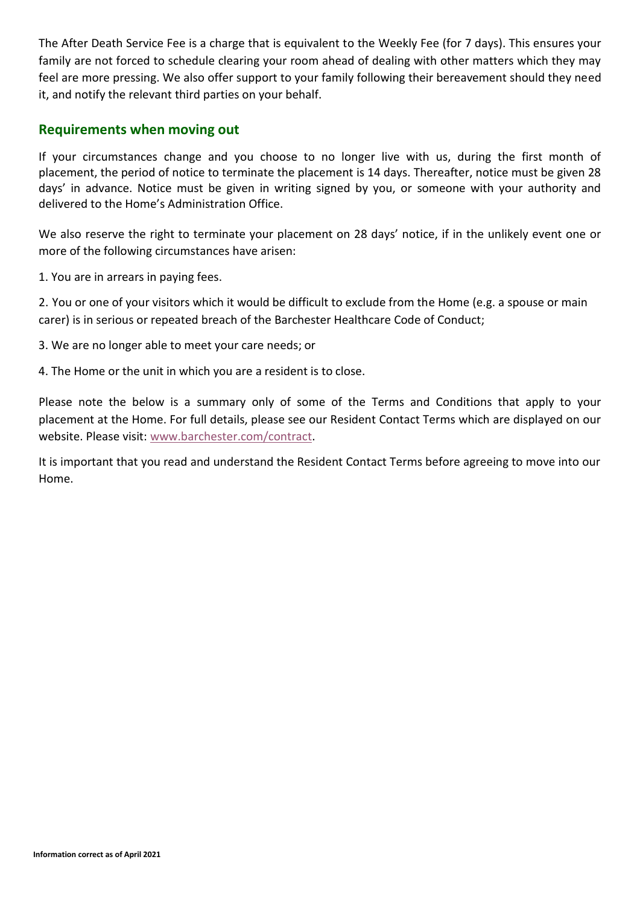The After Death Service Fee is a charge that is equivalent to the Weekly Fee (for 7 days). This ensures your family are not forced to schedule clearing your room ahead of dealing with other matters which they may feel are more pressing. We also offer support to your family following their bereavement should they need it, and notify the relevant third parties on your behalf.

## Requirements when moving out

If your circumstances change and you choose to no longer live with us, during the first month of placement, the period of notice to terminate the placement is 14 days. Thereafter, notice must be given 28 days' in advance. Notice must be given in writing signed by you, or someone with your authority and delivered to the Home's Administration Office.

We also reserve the right to terminate your placement on 28 days' notice, if in the unlikely event one or more of the following circumstances have arisen:

1. You are in arrears in paying fees.

2. You or one of your visitors which it would be difficult to exclude from the Home (e.g. a spouse or main carer) is in serious or repeated breach of the Barchester Healthcare Code of Conduct;

3. We are no longer able to meet your care needs; or

4. The Home or the unit in which you are a resident is to close.

Please note the below is a summary only of some of the Terms and Conditions that apply to your placement at the Home. For full details, please see our Resident Contact Terms which are displayed on our website. Please visit: www.barchester.com/contract.

It is important that you read and understand the Resident Contact Terms before agreeing to move into our Home.

**Information correct as of April 2021**